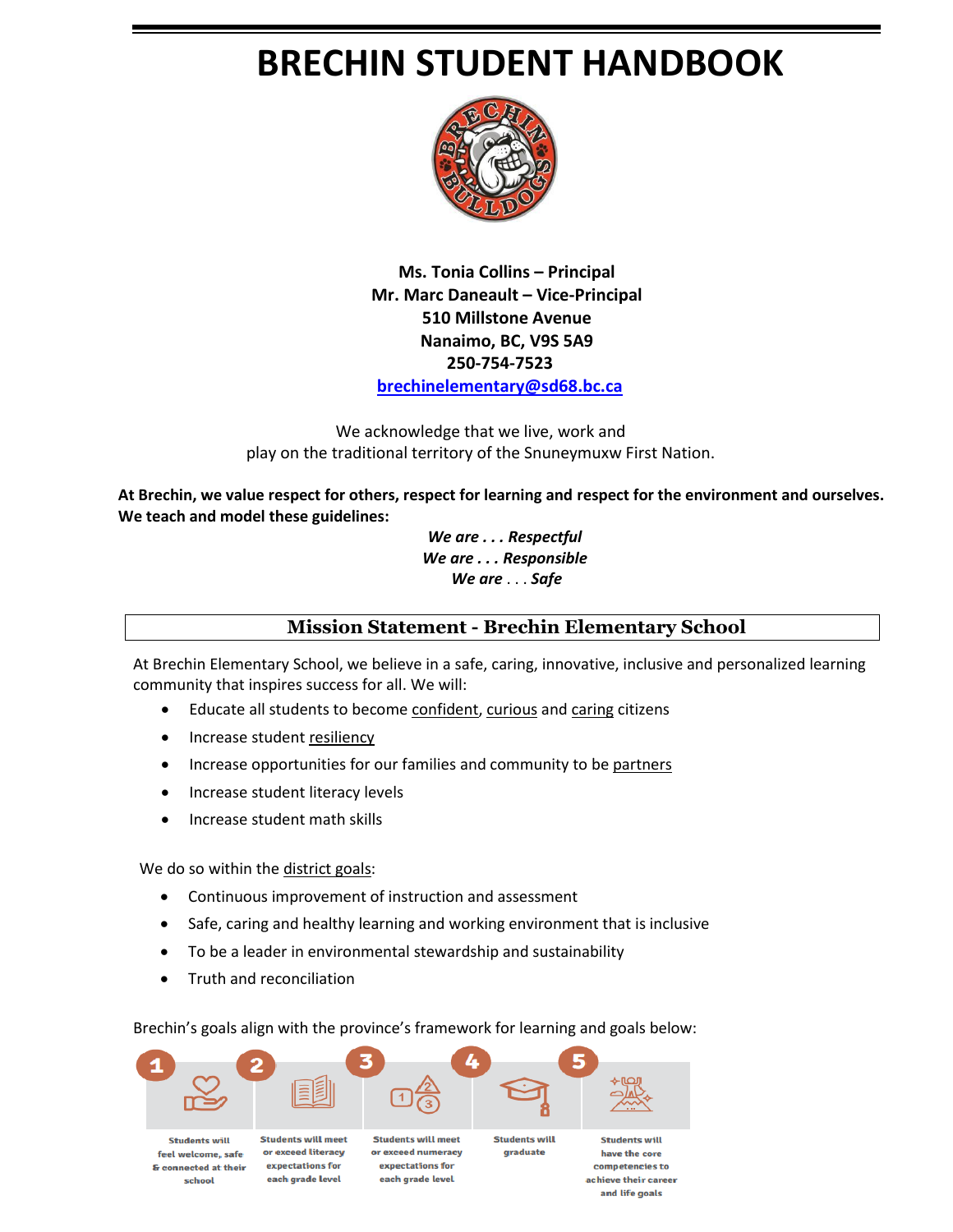# BRECHIN STUDENT HANDBOOK

**Ms. Tonia Collins – Principal**
**Mr. Marc Daneault – Vice-Principal**
**510 Millstone Avenue**
**Nanaimo, BC, V9S 5A9**
**250-754-7523**
**brechinelementary@sd68.bc.ca**

We acknowledge that we live, work and play on the traditional territory of the Snuneymuxw First Nation.

**At Brechin, we value respect for others, respect for learning and respect for the environment and ourselves. We teach and model these guidelines:**

***We are . . . Respectful***
***We are . . . Responsible***
***We are . . . Safe***

## Mission Statement - Brechin Elementary School

At Brechin Elementary School, we believe in a safe, caring, innovative, inclusive and personalized learning community that inspires success for all. We will:

- Educate all students to become confident, curious and caring citizens
- Increase student resiliency
- Increase opportunities for our families and community to be partners
- Increase student literacy levels
- Increase student math skills

We do so within the district goals:

- Continuous improvement of instruction and assessment
- Safe, caring and healthy learning and working environment that is inclusive
- To be a leader in environmental stewardship and sustainability
- Truth and reconciliation

Brechin's goals align with the province's framework for learning and goals below:

1. Students will feel welcome, safe & connected at their school
2. Students will meet or exceed literacy expectations for each grade level
3. Students will meet or exceed numeracy expectations for each grade level
4. Students will graduate
5. Students will have the core competencies to achieve their career and life goals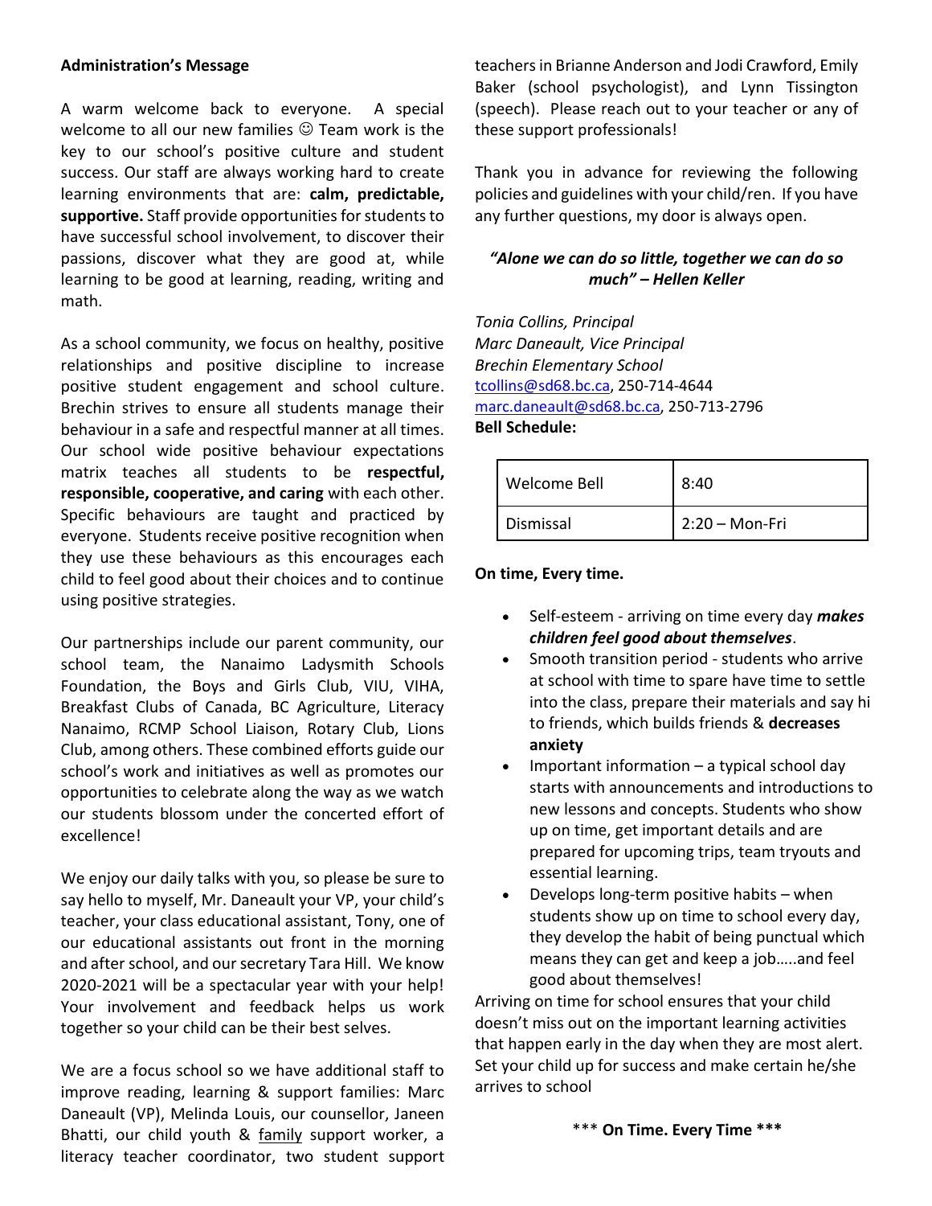**Administration's Message**

A warm welcome back to everyone. A special welcome to all our new families ☺ Team work is the key to our school's positive culture and student success. Our staff are always working hard to create learning environments that are: **calm, predictable, supportive.** Staff provide opportunities for students to have successful school involvement, to discover their passions, discover what they are good at, while learning to be good at learning, reading, writing and math.

As a school community, we focus on healthy, positive relationships and positive discipline to increase positive student engagement and school culture. Brechin strives to ensure all students manage their behaviour in a safe and respectful manner at all times. Our school wide positive behaviour expectations matrix teaches all students to be **respectful, responsible, cooperative, and caring** with each other. Specific behaviours are taught and practiced by everyone. Students receive positive recognition when they use these behaviours as this encourages each child to feel good about their choices and to continue using positive strategies.

Our partnerships include our parent community, our school team, the Nanaimo Ladysmith Schools Foundation, the Boys and Girls Club, VIU, VIHA, Breakfast Clubs of Canada, BC Agriculture, Literacy Nanaimo, RCMP School Liaison, Rotary Club, Lions Club, among others. These combined efforts guide our school's work and initiatives as well as promotes our opportunities to celebrate along the way as we watch our students blossom under the concerted effort of excellence!

We enjoy our daily talks with you, so please be sure to say hello to myself, Mr. Daneault your VP, your child's teacher, your class educational assistant, Tony, one of our educational assistants out front in the morning and after school, and our secretary Tara Hill. We know 2020-2021 will be a spectacular year with your help! Your involvement and feedback helps us work together so your child can be their best selves.

We are a focus school so we have additional staff to improve reading, learning & support families: Marc Daneault (VP), Melinda Louis, our counsellor, Janeen Bhatti, our child youth & family support worker, a literacy teacher coordinator, two student support teachers in Brianne Anderson and Jodi Crawford, Emily Baker (school psychologist), and Lynn Tissington (speech). Please reach out to your teacher or any of these support professionals!

Thank you in advance for reviewing the following policies and guidelines with your child/ren. If you have any further questions, my door is always open.

***"Alone we can do so little, together we can do so much" – Hellen Keller***

*Tonia Collins, Principal*
*Marc Daneault, Vice Principal*
*Brechin Elementary School*
tcollins@sd68.bc.ca, 250-714-4644
marc.daneault@sd68.bc.ca, 250-713-2796

**Bell Schedule:**

| Welcome Bell | 8:40 |
| --- | --- |
| Dismissal | 2:20 – Mon-Fri |

**On time, Every time.**

- Self-esteem - arriving on time every day ***makes children feel good about themselves***.
- Smooth transition period - students who arrive at school with time to spare have time to settle into the class, prepare their materials and say hi to friends, which builds friends & **decreases anxiety**
- Important information – a typical school day starts with announcements and introductions to new lessons and concepts. Students who show up on time, get important details and are prepared for upcoming trips, team tryouts and essential learning.
- Develops long-term positive habits – when students show up on time to school every day, they develop the habit of being punctual which means they can get and keep a job…..and feel good about themselves!

Arriving on time for school ensures that your child doesn't miss out on the important learning activities that happen early in the day when they are most alert. Set your child up for success and make certain he/she arrives to school

\*\*\* **On Time. Every Time \*\*\***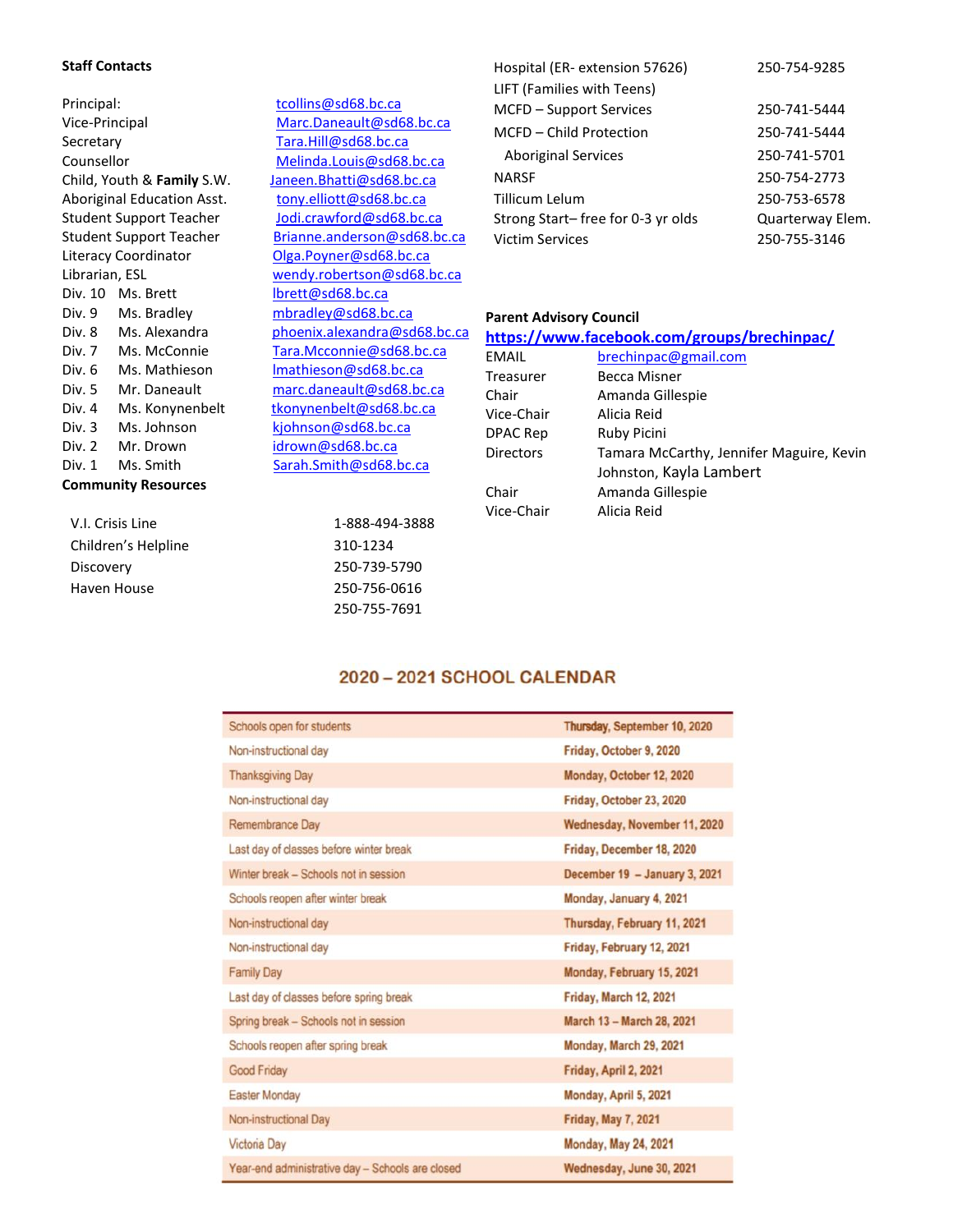**Staff Contacts**

| | |
|---|---|
| Principal: | tcollins@sd68.bc.ca |
| Vice-Principal | Marc.Daneault@sd68.bc.ca |
| Secretary | Tara.Hill@sd68.bc.ca |
| Counsellor | Melinda.Louis@sd68.bc.ca |
| Child, Youth & **Family** S.W. | Janeen.Bhatti@sd68.bc.ca |
| Aboriginal Education Asst. | tony.elliott@sd68.bc.ca |
| Student Support Teacher | Jodi.crawford@sd68.bc.ca |
| Student Support Teacher | Brianne.anderson@sd68.bc.ca |
| Literacy Coordinator | Olga.Poyner@sd68.bc.ca |
| Librarian, ESL | wendy.robertson@sd68.bc.ca |
| Div. 10 Ms. Brett | lbrett@sd68.bc.ca |
| Div. 9 Ms. Bradley | mbradley@sd68.bc.ca |
| Div. 8 Ms. Alexandra | phoenix.alexandra@sd68.bc.ca |
| Div. 7 Ms. McConnie | Tara.Mcconnie@sd68.bc.ca |
| Div. 6 Ms. Mathieson | lmathieson@sd68.bc.ca |
| Div. 5 Mr. Daneault | marc.daneault@sd68.bc.ca |
| Div. 4 Ms. Konynenbelt | tkonynenbelt@sd68.bc.ca |
| Div. 3 Ms. Johnson | kjohnson@sd68.bc.ca |
| Div. 2 Mr. Drown | idrown@sd68.bc.ca |
| Div. 1 Ms. Smith | Sarah.Smith@sd68.bc.ca |

**Community Resources**

| | |
|---|---|
| V.I. Crisis Line | 1-888-494-3888 |
| Children's Helpline | 310-1234 |
| Discovery | 250-739-5790 |
| Haven House | 250-756-0616 |
| | 250-755-7691 |
| Hospital (ER- extension 57626) | 250-754-9285 |
| LIFT (Families with Teens) | |
| MCFD – Support Services | 250-741-5444 |
| MCFD – Child Protection | 250-741-5444 |
| Aboriginal Services | 250-741-5701 |
| NARSF | 250-754-2773 |
| Tillicum Lelum | 250-753-6578 |
| Strong Start– free for 0-3 yr olds | Quarterway Elem. |
| Victim Services | 250-755-3146 |

**Parent Advisory Council**

**https://www.facebook.com/groups/brechinpac/**

| | |
|---|---|
| EMAIL | brechinpac@gmail.com |
| Treasurer | Becca Misner |
| Chair | Amanda Gillespie |
| Vice-Chair | Alicia Reid |
| DPAC Rep | Ruby Picini |
| Directors | Tamara McCarthy, Jennifer Maguire, Kevin Johnston, Kayla Lambert |
| Chair | Amanda Gillespie |
| Vice-Chair | Alicia Reid |

## 2020 – 2021 SCHOOL CALENDAR

| | |
|---|---|
| Schools open for students | Thursday, September 10, 2020 |
| Non-instructional day | Friday, October 9, 2020 |
| Thanksgiving Day | Monday, October 12, 2020 |
| Non-instructional day | Friday, October 23, 2020 |
| Remembrance Day | Wednesday, November 11, 2020 |
| Last day of classes before winter break | Friday, December 18, 2020 |
| Winter break – Schools not in session | December 19 – January 3, 2021 |
| Schools reopen after winter break | Monday, January 4, 2021 |
| Non-instructional day | Thursday, February 11, 2021 |
| Non-instructional day | Friday, February 12, 2021 |
| Family Day | Monday, February 15, 2021 |
| Last day of classes before spring break | Friday, March 12, 2021 |
| Spring break – Schools not in session | March 13 – March 28, 2021 |
| Schools reopen after spring break | Monday, March 29, 2021 |
| Good Friday | Friday, April 2, 2021 |
| Easter Monday | Monday, April 5, 2021 |
| Non-instructional Day | Friday, May 7, 2021 |
| Victoria Day | Monday, May 24, 2021 |
| Year-end administrative day – Schools are closed | Wednesday, June 30, 2021 |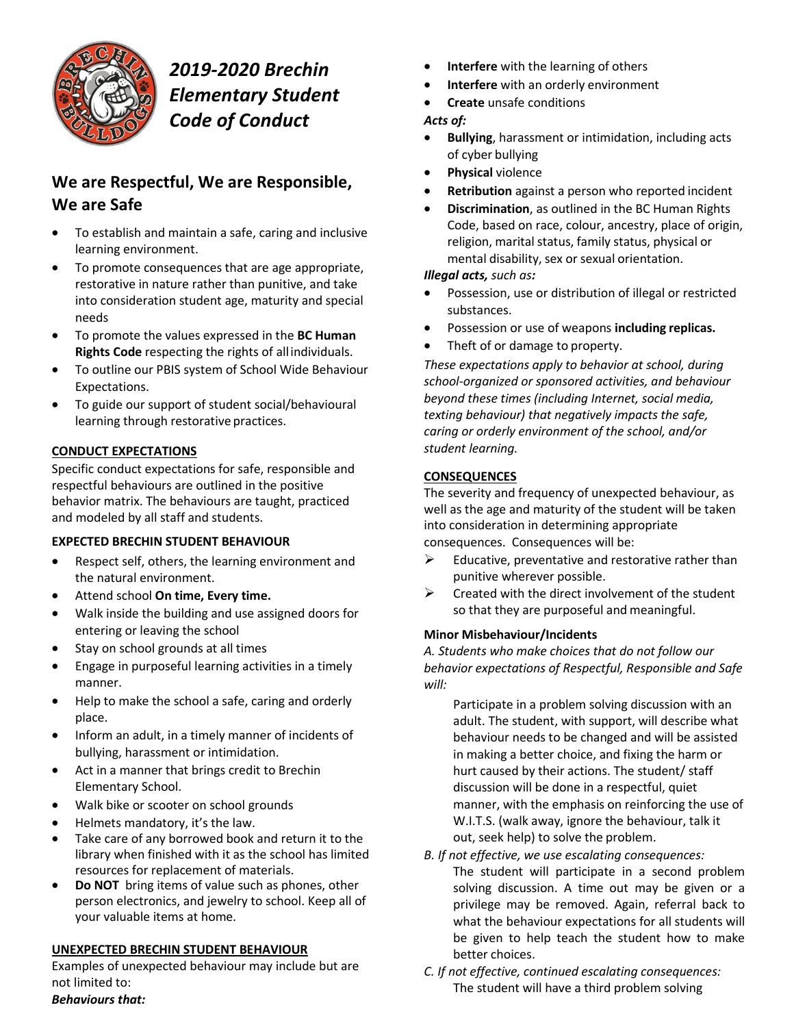# *2019-2020 Brechin Elementary Student Code of Conduct*

## We are Respectful, We are Responsible, We are Safe

- To establish and maintain a safe, caring and inclusive learning environment.
- To promote consequences that are age appropriate, restorative in nature rather than punitive, and take into consideration student age, maturity and special needs
- To promote the values expressed in the **BC Human Rights Code** respecting the rights of all individuals.
- To outline our PBIS system of School Wide Behaviour Expectations.
- To guide our support of student social/behavioural learning through restorative practices.

### CONDUCT EXPECTATIONS

Specific conduct expectations for safe, responsible and respectful behaviours are outlined in the positive behavior matrix. The behaviours are taught, practiced and modeled by all staff and students.

### EXPECTED BRECHIN STUDENT BEHAVIOUR

- Respect self, others, the learning environment and the natural environment.
- Attend school **On time, Every time.**
- Walk inside the building and use assigned doors for entering or leaving the school
- Stay on school grounds at all times
- Engage in purposeful learning activities in a timely manner.
- Help to make the school a safe, caring and orderly place.
- Inform an adult, in a timely manner of incidents of bullying, harassment or intimidation.
- Act in a manner that brings credit to Brechin Elementary School.
- Walk bike or scooter on school grounds
- Helmets mandatory, it's the law.
- Take care of any borrowed book and return it to the library when finished with it as the school has limited resources for replacement of materials.
- **Do NOT** bring items of value such as phones, other person electronics, and jewelry to school. Keep all of your valuable items at home.

### UNEXPECTED BRECHIN STUDENT BEHAVIOUR

Examples of unexpected behaviour may include but are not limited to:

***Behaviours that:***

- **Interfere** with the learning of others
- **Interfere** with an orderly environment
- **Create** unsafe conditions

*Acts of:*

- **Bullying**, harassment or intimidation, including acts of cyber bullying
- **Physical** violence
- **Retribution** against a person who reported incident
- **Discrimination**, as outlined in the BC Human Rights Code, based on race, colour, ancestry, place of origin, religion, marital status, family status, physical or mental disability, sex or sexual orientation.

***Illegal acts,*** *such as:*

- Possession, use or distribution of illegal or restricted substances.
- Possession or use of weapons **including replicas.**
- Theft of or damage to property.

*These expectations apply to behavior at school, during school-organized or sponsored activities, and behaviour beyond these times (including Internet, social media, texting behaviour) that negatively impacts the safe, caring or orderly environment of the school, and/or student learning.*

### CONSEQUENCES

The severity and frequency of unexpected behaviour, as well as the age and maturity of the student will be taken into consideration in determining appropriate consequences. Consequences will be:

- Educative, preventative and restorative rather than punitive wherever possible.
- Created with the direct involvement of the student so that they are purposeful and meaningful.

#### Minor Misbehaviour/Incidents

*A. Students who make choices that do not follow our behavior expectations of Respectful, Responsible and Safe will:*

Participate in a problem solving discussion with an adult. The student, with support, will describe what behaviour needs to be changed and will be assisted in making a better choice, and fixing the harm or hurt caused by their actions. The student/ staff discussion will be done in a respectful, quiet manner, with the emphasis on reinforcing the use of W.I.T.S. (walk away, ignore the behaviour, talk it out, seek help) to solve the problem.

*B. If not effective, we use escalating consequences:*

The student will participate in a second problem solving discussion. A time out may be given or a privilege may be removed. Again, referral back to what the behaviour expectations for all students will be given to help teach the student how to make better choices.

*C. If not effective, continued escalating consequences:*

The student will have a third problem solving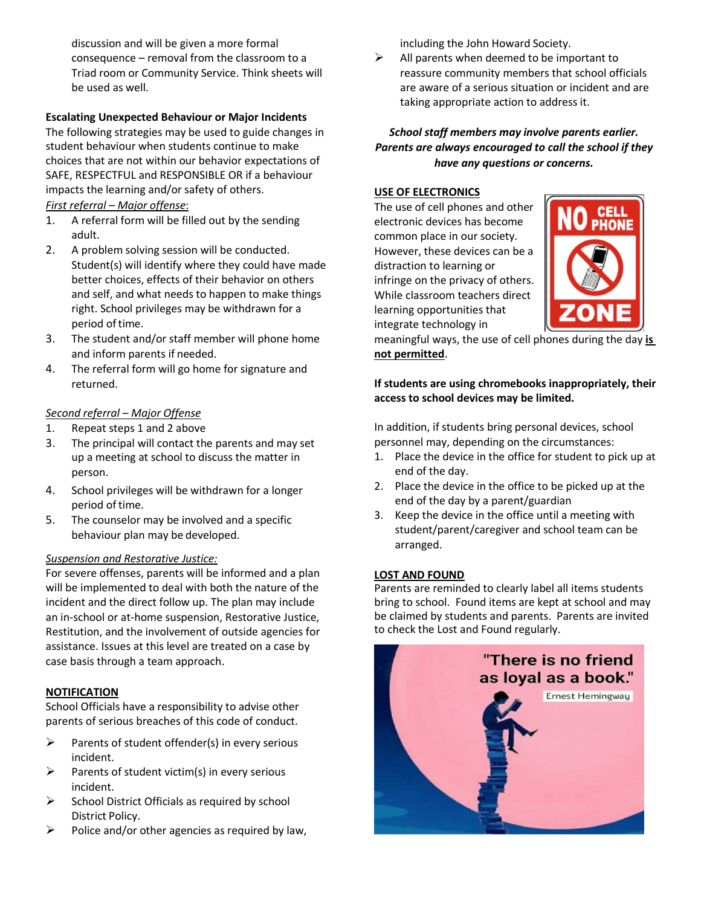discussion and will be given a more formal consequence – removal from the classroom to a Triad room or Community Service. Think sheets will be used as well.

**Escalating Unexpected Behaviour or Major Incidents**

The following strategies may be used to guide changes in student behaviour when students continue to make choices that are not within our behavior expectations of SAFE, RESPECTFUL and RESPONSIBLE OR if a behaviour impacts the learning and/or safety of others.

*First referral – Major offense*:

1. A referral form will be filled out by the sending adult.
2. A problem solving session will be conducted. Student(s) will identify where they could have made better choices, effects of their behavior on others and self, and what needs to happen to make things right. School privileges may be withdrawn for a period of time.
3. The student and/or staff member will phone home and inform parents if needed.
4. The referral form will go home for signature and returned.

*Second referral – Major Offense*

1. Repeat steps 1 and 2 above
3. The principal will contact the parents and may set up a meeting at school to discuss the matter in person.
4. School privileges will be withdrawn for a longer period of time.
5. The counselor may be involved and a specific behaviour plan may be developed.

*Suspension and Restorative Justice:*

For severe offenses, parents will be informed and a plan will be implemented to deal with both the nature of the incident and the direct follow up. The plan may include an in-school or at-home suspension, Restorative Justice, Restitution, and the involvement of outside agencies for assistance. Issues at this level are treated on a case by case basis through a team approach.

**NOTIFICATION**

School Officials have a responsibility to advise other parents of serious breaches of this code of conduct.

- Parents of student offender(s) in every serious incident.
- Parents of student victim(s) in every serious incident.
- School District Officials as required by school District Policy.
- Police and/or other agencies as required by law, including the John Howard Society.
- All parents when deemed to be important to reassure community members that school officials are aware of a serious situation or incident and are taking appropriate action to address it.

***School staff members may involve parents earlier. Parents are always encouraged to call the school if they have any questions or concerns.***

**USE OF ELECTRONICS**

The use of cell phones and other electronic devices has become common place in our society. However, these devices can be a distraction to learning or infringe on the privacy of others. While classroom teachers direct learning opportunities that integrate technology in meaningful ways, the use of cell phones during the day **is not permitted**.

**If students are using chromebooks inappropriately, their access to school devices may be limited.**

In addition, if students bring personal devices, school personnel may, depending on the circumstances:

1. Place the device in the office for student to pick up at end of the day.
2. Place the device in the office to be picked up at the end of the day by a parent/guardian
3. Keep the device in the office until a meeting with student/parent/caregiver and school team can be arranged.

**LOST AND FOUND**

Parents are reminded to clearly label all items students bring to school. Found items are kept at school and may be claimed by students and parents. Parents are invited to check the Lost and Found regularly.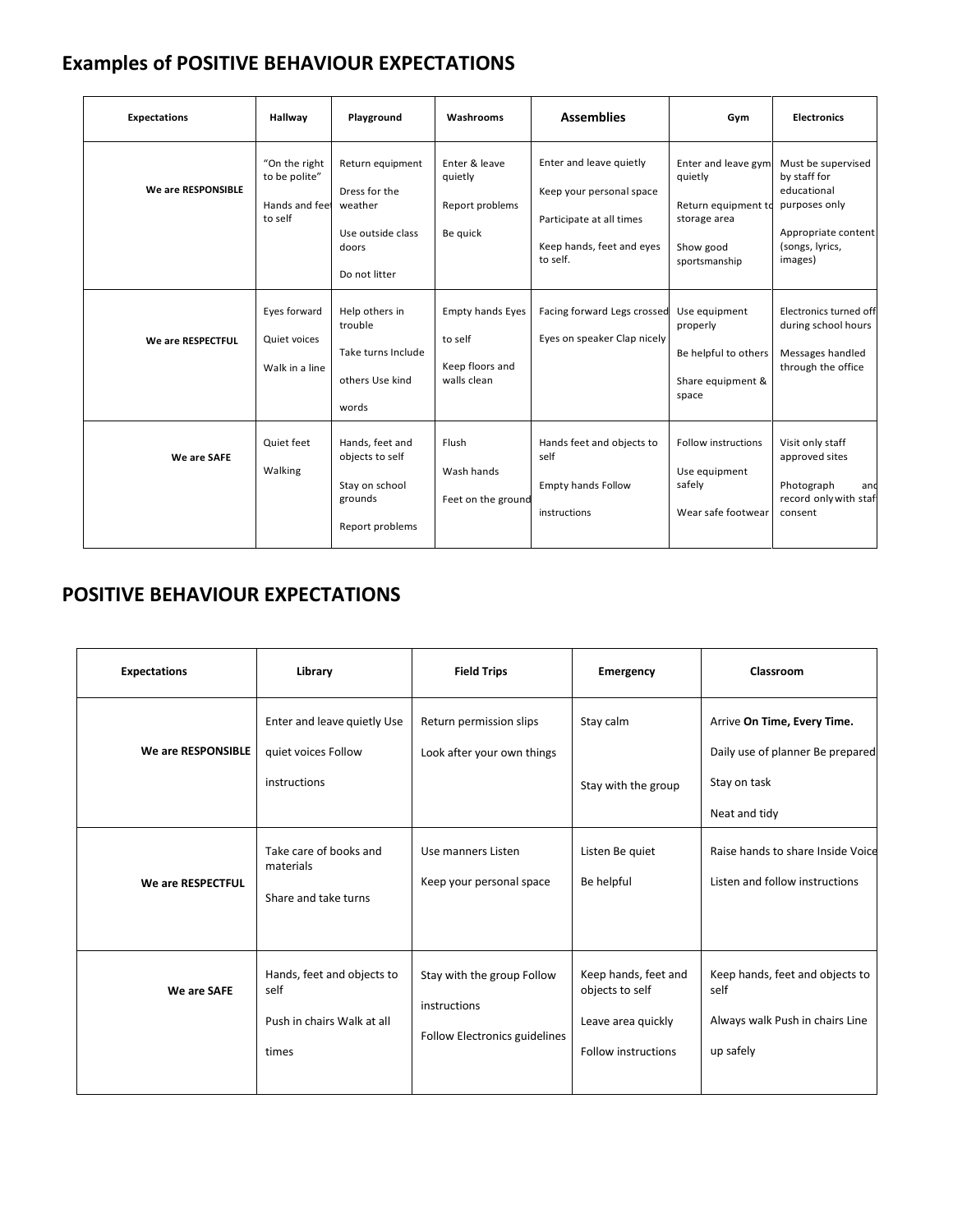## Examples of POSITIVE BEHAVIOUR EXPECTATIONS

| Expectations | Hallway | Playground | Washrooms | Assemblies | Gym | Electronics |
|---|---|---|---|---|---|---|
| **We are RESPONSIBLE** | "On the right to be polite" Hands and feet to self | Return equipment Dress for the weather Use outside class doors Do not litter | Enter & leave quietly Report problems Be quick | Enter and leave quietly Keep your personal space Participate at all times Keep hands, feet and eyes to self. | Enter and leave gym quietly Return equipment to storage area Show good sportsmanship | Must be supervised by staff for educational purposes only Appropriate content (songs, lyrics, images) |
| **We are RESPECTFUL** | Eyes forward Quiet voices Walk in a line | Help others in trouble Take turns Include others Use kind words | Empty hands Eyes to self Keep floors and walls clean | Facing forward Legs crossed Eyes on speaker Clap nicely | Use equipment properly Be helpful to others Share equipment & space | Electronics turned off during school hours Messages handled through the office |
| **We are SAFE** | Quiet feet Walking | Hands, feet and objects to self Stay on school grounds Report problems | Flush Wash hands Feet on the ground | Hands feet and objects to self Empty hands Follow instructions | Follow instructions Use equipment safely Wear safe footwear | Visit only staff approved sites Photograph and record only with staff consent |

## POSITIVE BEHAVIOUR EXPECTATIONS

| Expectations | Library | Field Trips | Emergency | Classroom |
|---|---|---|---|---|
| **We are RESPONSIBLE** | Enter and leave quietly Use quiet voices Follow instructions | Return permission slips Look after your own things | Stay calm Stay with the group | Arrive **On Time, Every Time.** Daily use of planner Be prepared Stay on task Neat and tidy |
| **We are RESPECTFUL** | Take care of books and materials Share and take turns | Use manners Listen Keep your personal space | Listen Be quiet Be helpful | Raise hands to share Inside Voice Listen and follow instructions |
| **We are SAFE** | Hands, feet and objects to self Push in chairs Walk at all times | Stay with the group Follow instructions Follow Electronics guidelines | Keep hands, feet and objects to self Leave area quickly Follow instructions | Keep hands, feet and objects to self Always walk Push in chairs Line up safely |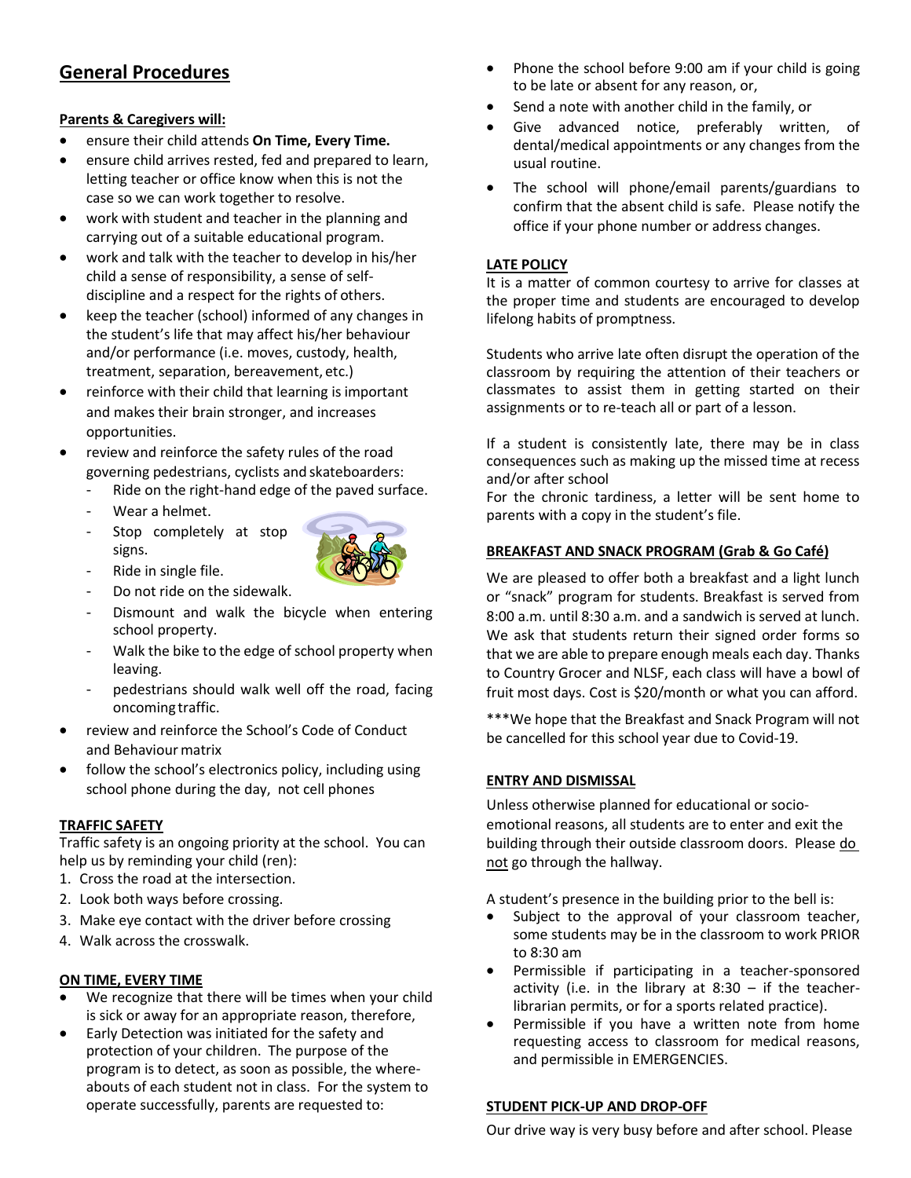## General Procedures

**Parents & Caregivers will:**

- ensure their child attends **On Time, Every Time.**
- ensure child arrives rested, fed and prepared to learn, letting teacher or office know when this is not the case so we can work together to resolve.
- work with student and teacher in the planning and carrying out of a suitable educational program.
- work and talk with the teacher to develop in his/her child a sense of responsibility, a sense of self-discipline and a respect for the rights of others.
- keep the teacher (school) informed of any changes in the student's life that may affect his/her behaviour and/or performance (i.e. moves, custody, health, treatment, separation, bereavement, etc.)
- reinforce with their child that learning is important and makes their brain stronger, and increases opportunities.
- review and reinforce the safety rules of the road governing pedestrians, cyclists and skateboarders:
  - Ride on the right-hand edge of the paved surface.
  - Wear a helmet.
  - Stop completely at stop signs.
  - Ride in single file.
  - Do not ride on the sidewalk.
  - Dismount and walk the bicycle when entering school property.
  - Walk the bike to the edge of school property when leaving.
  - pedestrians should walk well off the road, facing oncoming traffic.
- review and reinforce the School's Code of Conduct and Behaviour matrix
- follow the school's electronics policy, including using school phone during the day, not cell phones

**TRAFFIC SAFETY**

Traffic safety is an ongoing priority at the school. You can help us by reminding your child (ren):

1. Cross the road at the intersection.
2. Look both ways before crossing.
3. Make eye contact with the driver before crossing
4. Walk across the crosswalk.

**ON TIME, EVERY TIME**

- We recognize that there will be times when your child is sick or away for an appropriate reason, therefore,
- Early Detection was initiated for the safety and protection of your children. The purpose of the program is to detect, as soon as possible, the where-abouts of each student not in class. For the system to operate successfully, parents are requested to:
- Phone the school before 9:00 am if your child is going to be late or absent for any reason, or,
- Send a note with another child in the family, or
- Give advanced notice, preferably written, of dental/medical appointments or any changes from the usual routine.
- The school will phone/email parents/guardians to confirm that the absent child is safe. Please notify the office if your phone number or address changes.

**LATE POLICY**

It is a matter of common courtesy to arrive for classes at the proper time and students are encouraged to develop lifelong habits of promptness.

Students who arrive late often disrupt the operation of the classroom by requiring the attention of their teachers or classmates to assist them in getting started on their assignments or to re-teach all or part of a lesson.

If a student is consistently late, there may be in class consequences such as making up the missed time at recess and/or after school

For the chronic tardiness, a letter will be sent home to parents with a copy in the student's file.

**BREAKFAST AND SNACK PROGRAM (Grab & Go Café)**

We are pleased to offer both a breakfast and a light lunch or "snack" program for students. Breakfast is served from 8:00 a.m. until 8:30 a.m. and a sandwich is served at lunch. We ask that students return their signed order forms so that we are able to prepare enough meals each day. Thanks to Country Grocer and NLSF, each class will have a bowl of fruit most days. Cost is $20/month or what you can afford.

***We hope that the Breakfast and Snack Program will not be cancelled for this school year due to Covid-19.

**ENTRY AND DISMISSAL**

Unless otherwise planned for educational or socio-emotional reasons, all students are to enter and exit the building through their outside classroom doors. Please <u>do not</u> go through the hallway.

A student's presence in the building prior to the bell is:

- Subject to the approval of your classroom teacher, some students may be in the classroom to work PRIOR to 8:30 am
- Permissible if participating in a teacher-sponsored activity (i.e. in the library at 8:30 – if the teacher-librarian permits, or for a sports related practice).
- Permissible if you have a written note from home requesting access to classroom for medical reasons, and permissible in EMERGENCIES.

**STUDENT PICK-UP AND DROP-OFF**

Our drive way is very busy before and after school. Please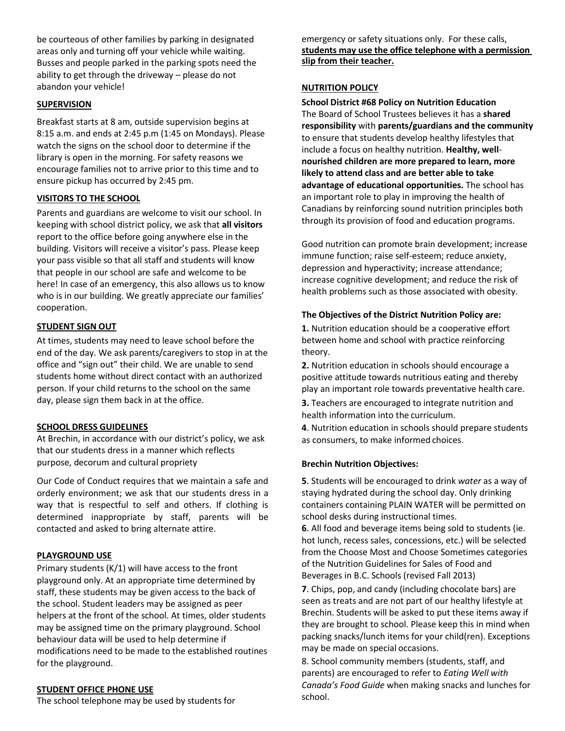be courteous of other families by parking in designated areas only and turning off your vehicle while waiting. Busses and people parked in the parking spots need the ability to get through the driveway – please do not abandon your vehicle!

## SUPERVISION

Breakfast starts at 8 am, outside supervision begins at 8:15 a.m. and ends at 2:45 p.m (1:45 on Mondays). Please watch the signs on the school door to determine if the library is open in the morning. For safety reasons we encourage families not to arrive prior to this time and to ensure pickup has occurred by 2:45 pm.

## VISITORS TO THE SCHOOL

Parents and guardians are welcome to visit our school. In keeping with school district policy, we ask that **all visitors** report to the office before going anywhere else in the building. Visitors will receive a visitor's pass. Please keep your pass visible so that all staff and students will know that people in our school are safe and welcome to be here! In case of an emergency, this also allows us to know who is in our building. We greatly appreciate our families' cooperation.

## STUDENT SIGN OUT

At times, students may need to leave school before the end of the day. We ask parents/caregivers to stop in at the office and "sign out" their child. We are unable to send students home without direct contact with an authorized person. If your child returns to the school on the same day, please sign them back in at the office.

## SCHOOL DRESS GUIDELINES

At Brechin, in accordance with our district's policy, we ask that our students dress in a manner which reflects purpose, decorum and cultural propriety

Our Code of Conduct requires that we maintain a safe and orderly environment; we ask that our students dress in a way that is respectful to self and others. If clothing is determined inappropriate by staff, parents will be contacted and asked to bring alternate attire.

## PLAYGROUND USE

Primary students (K/1) will have access to the front playground only. At an appropriate time determined by staff, these students may be given access to the back of the school. Student leaders may be assigned as peer helpers at the front of the school. At times, older students may be assigned time on the primary playground. School behaviour data will be used to help determine if modifications need to be made to the established routines for the playground.

## STUDENT OFFICE PHONE USE

The school telephone may be used by students for emergency or safety situations only. For these calls, **students may use the office telephone with a permission slip from their teacher.**

## NUTRITION POLICY

**School District #68 Policy on Nutrition Education**

The Board of School Trustees believes it has a **shared responsibility** with **parents/guardians and the community** to ensure that students develop healthy lifestyles that include a focus on healthy nutrition. **Healthy, well-nourished children are more prepared to learn, more likely to attend class and are better able to take advantage of educational opportunities.** The school has an important role to play in improving the health of Canadians by reinforcing sound nutrition principles both through its provision of food and education programs.

Good nutrition can promote brain development; increase immune function; raise self-esteem; reduce anxiety, depression and hyperactivity; increase attendance; increase cognitive development; and reduce the risk of health problems such as those associated with obesity.

**The Objectives of the District Nutrition Policy are:**

**1.** Nutrition education should be a cooperative effort between home and school with practice reinforcing theory.

**2.** Nutrition education in schools should encourage a positive attitude towards nutritious eating and thereby play an important role towards preventative health care.

**3.** Teachers are encouraged to integrate nutrition and health information into the curriculum.

**4**. Nutrition education in schools should prepare students as consumers, to make informed choices.

**Brechin Nutrition Objectives:**

**5**. Students will be encouraged to drink *water* as a way of staying hydrated during the school day. Only drinking containers containing PLAIN WATER will be permitted on school desks during instructional times.

**6**. All food and beverage items being sold to students (ie. hot lunch, recess sales, concessions, etc.) will be selected from the Choose Most and Choose Sometimes categories of the Nutrition Guidelines for Sales of Food and Beverages in B.C. Schools (revised Fall 2013)

**7**. Chips, pop, and candy (including chocolate bars) are seen as treats and are not part of our healthy lifestyle at Brechin. Students will be asked to put these items away if they are brought to school. Please keep this in mind when packing snacks/lunch items for your child(ren). Exceptions may be made on special occasions.

8. School community members (students, staff, and parents) are encouraged to refer to *Eating Well with Canada's Food Guide* when making snacks and lunches for school.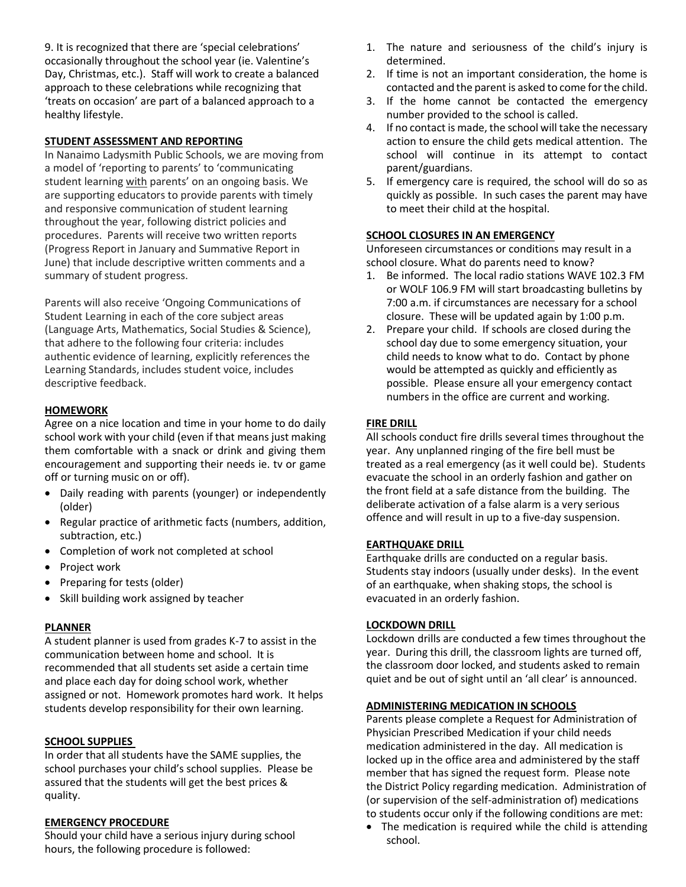9. It is recognized that there are 'special celebrations' occasionally throughout the school year (ie. Valentine's Day, Christmas, etc.). Staff will work to create a balanced approach to these celebrations while recognizing that 'treats on occasion' are part of a balanced approach to a healthy lifestyle.

## STUDENT ASSESSMENT AND REPORTING

In Nanaimo Ladysmith Public Schools, we are moving from a model of 'reporting to parents' to 'communicating student learning with parents' on an ongoing basis. We are supporting educators to provide parents with timely and responsive communication of student learning throughout the year, following district policies and procedures. Parents will receive two written reports (Progress Report in January and Summative Report in June) that include descriptive written comments and a summary of student progress.

Parents will also receive 'Ongoing Communications of Student Learning in each of the core subject areas (Language Arts, Mathematics, Social Studies & Science), that adhere to the following four criteria: includes authentic evidence of learning, explicitly references the Learning Standards, includes student voice, includes descriptive feedback.

## HOMEWORK

Agree on a nice location and time in your home to do daily school work with your child (even if that means just making them comfortable with a snack or drink and giving them encouragement and supporting their needs ie. tv or game off or turning music on or off).

- Daily reading with parents (younger) or independently (older)
- Regular practice of arithmetic facts (numbers, addition, subtraction, etc.)
- Completion of work not completed at school
- Project work
- Preparing for tests (older)
- Skill building work assigned by teacher

## PLANNER

A student planner is used from grades K-7 to assist in the communication between home and school. It is recommended that all students set aside a certain time and place each day for doing school work, whether assigned or not. Homework promotes hard work. It helps students develop responsibility for their own learning.

## SCHOOL SUPPLIES

In order that all students have the SAME supplies, the school purchases your child's school supplies. Please be assured that the students will get the best prices & quality.

## EMERGENCY PROCEDURE

Should your child have a serious injury during school hours, the following procedure is followed:

1. The nature and seriousness of the child's injury is determined.
2. If time is not an important consideration, the home is contacted and the parent is asked to come for the child.
3. If the home cannot be contacted the emergency number provided to the school is called.
4. If no contact is made, the school will take the necessary action to ensure the child gets medical attention. The school will continue in its attempt to contact parent/guardians.
5. If emergency care is required, the school will do so as quickly as possible. In such cases the parent may have to meet their child at the hospital.

## SCHOOL CLOSURES IN AN EMERGENCY

Unforeseen circumstances or conditions may result in a school closure. What do parents need to know?

1. Be informed. The local radio stations WAVE 102.3 FM or WOLF 106.9 FM will start broadcasting bulletins by 7:00 a.m. if circumstances are necessary for a school closure. These will be updated again by 1:00 p.m.
2. Prepare your child. If schools are closed during the school day due to some emergency situation, your child needs to know what to do. Contact by phone would be attempted as quickly and efficiently as possible. Please ensure all your emergency contact numbers in the office are current and working.

## FIRE DRILL

All schools conduct fire drills several times throughout the year. Any unplanned ringing of the fire bell must be treated as a real emergency (as it well could be). Students evacuate the school in an orderly fashion and gather on the front field at a safe distance from the building. The deliberate activation of a false alarm is a very serious offence and will result in up to a five-day suspension.

## EARTHQUAKE DRILL

Earthquake drills are conducted on a regular basis. Students stay indoors (usually under desks). In the event of an earthquake, when shaking stops, the school is evacuated in an orderly fashion.

## LOCKDOWN DRILL

Lockdown drills are conducted a few times throughout the year. During this drill, the classroom lights are turned off, the classroom door locked, and students asked to remain quiet and be out of sight until an 'all clear' is announced.

## ADMINISTERING MEDICATION IN SCHOOLS

Parents please complete a Request for Administration of Physician Prescribed Medication if your child needs medication administered in the day. All medication is locked up in the office area and administered by the staff member that has signed the request form. Please note the District Policy regarding medication. Administration of (or supervision of the self-administration of) medications to students occur only if the following conditions are met:

- The medication is required while the child is attending school.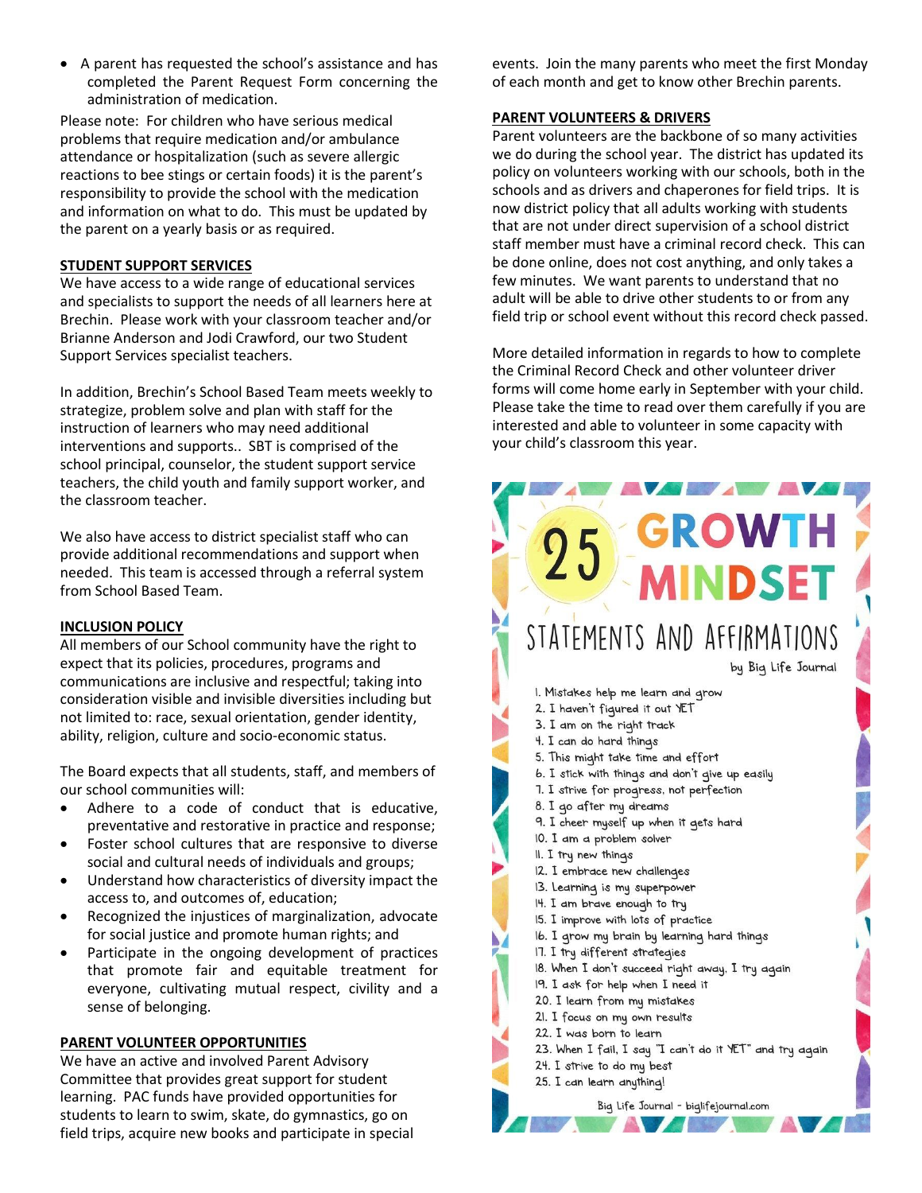- A parent has requested the school's assistance and has completed the Parent Request Form concerning the administration of medication.

Please note: For children who have serious medical problems that require medication and/or ambulance attendance or hospitalization (such as severe allergic reactions to bee stings or certain foods) it is the parent's responsibility to provide the school with the medication and information on what to do. This must be updated by the parent on a yearly basis or as required.

**STUDENT SUPPORT SERVICES**

We have access to a wide range of educational services and specialists to support the needs of all learners here at Brechin. Please work with your classroom teacher and/or Brianne Anderson and Jodi Crawford, our two Student Support Services specialist teachers.

In addition, Brechin's School Based Team meets weekly to strategize, problem solve and plan with staff for the instruction of learners who may need additional interventions and supports.. SBT is comprised of the school principal, counselor, the student support service teachers, the child youth and family support worker, and the classroom teacher.

We also have access to district specialist staff who can provide additional recommendations and support when needed. This team is accessed through a referral system from School Based Team.

**INCLUSION POLICY**

All members of our School community have the right to expect that its policies, procedures, programs and communications are inclusive and respectful; taking into consideration visible and invisible diversities including but not limited to: race, sexual orientation, gender identity, ability, religion, culture and socio-economic status.

The Board expects that all students, staff, and members of our school communities will:

- Adhere to a code of conduct that is educative, preventative and restorative in practice and response;
- Foster school cultures that are responsive to diverse social and cultural needs of individuals and groups;
- Understand how characteristics of diversity impact the access to, and outcomes of, education;
- Recognized the injustices of marginalization, advocate for social justice and promote human rights; and
- Participate in the ongoing development of practices that promote fair and equitable treatment for everyone, cultivating mutual respect, civility and a sense of belonging.

**PARENT VOLUNTEER OPPORTUNITIES**

We have an active and involved Parent Advisory Committee that provides great support for student learning. PAC funds have provided opportunities for students to learn to swim, skate, do gymnastics, go on field trips, acquire new books and participate in special events. Join the many parents who meet the first Monday of each month and get to know other Brechin parents.

**PARENT VOLUNTEERS & DRIVERS**

Parent volunteers are the backbone of so many activities we do during the school year. The district has updated its policy on volunteers working with our schools, both in the schools and as drivers and chaperones for field trips. It is now district policy that all adults working with students that are not under direct supervision of a school district staff member must have a criminal record check. This can be done online, does not cost anything, and only takes a few minutes. We want parents to understand that no adult will be able to drive other students to or from any field trip or school event without this record check passed.

More detailed information in regards to how to complete the Criminal Record Check and other volunteer driver forms will come home early in September with your child. Please take the time to read over them carefully if you are interested and able to volunteer in some capacity with your child's classroom this year.

## 25 GROWTH MINDSET STATEMENTS AND AFFIRMATIONS

by Big Life Journal

1. Mistakes help me learn and grow
2. I haven't figured it out YET
3. I am on the right track
4. I can do hard things
5. This might take time and effort
6. I stick with things and don't give up easily
7. I strive for progress, not perfection
8. I go after my dreams
9. I cheer myself up when it gets hard
10. I am a problem solver
11. I try new things
12. I embrace new challenges
13. Learning is my superpower
14. I am brave enough to try
15. I improve with lots of practice
16. I grow my brain by learning hard things
17. I try different strategies
18. When I don't succeed right away, I try again
19. I ask for help when I need it
20. I learn from my mistakes
21. I focus on my own results
22. I was born to learn
23. When I fail, I say "I can't do it YET" and try again
24. I strive to do my best
25. I can learn anything!

Big Life Journal - biglifejournal.com